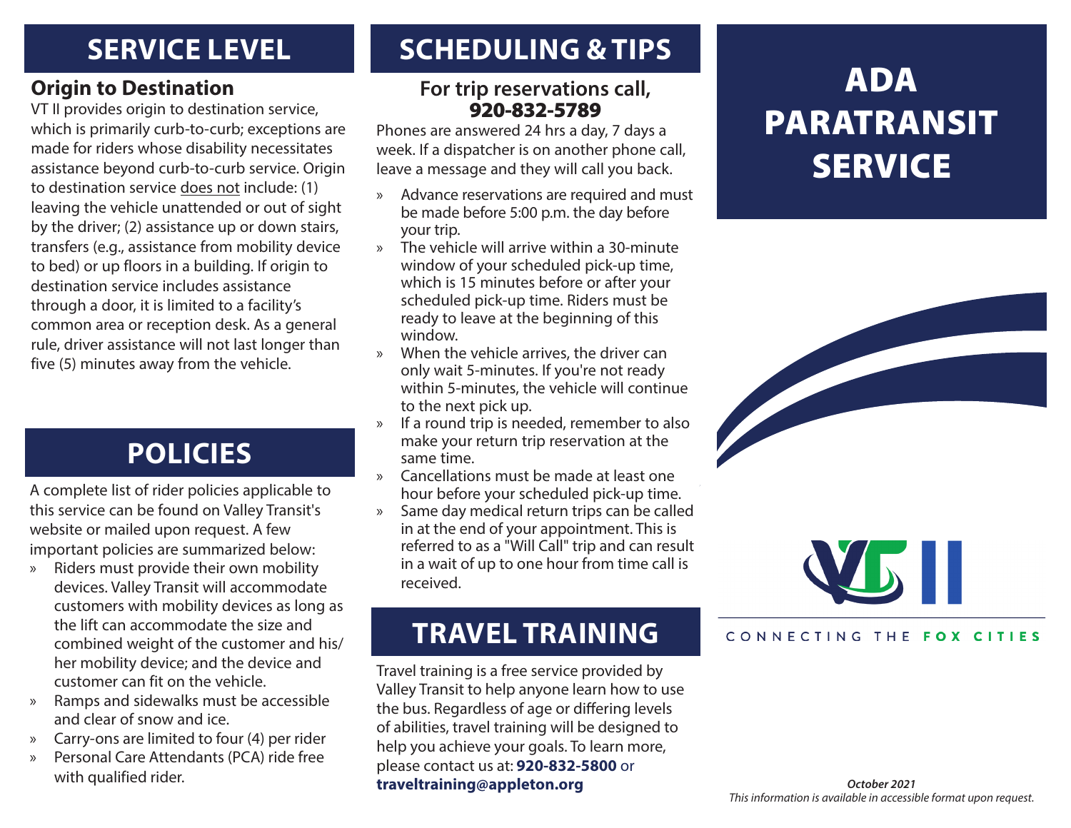# ADA PARATRANSIT SERVICE

VT II

CONNECTING THE FOX CITIES

## SERVICE LEVEL

### Origin to Destination

VT II provides origin to destination service, which is primarily curb-to-curb; exceptions are made for riders whose disability necessitates assistance beyond curb-to-curb service. Origin to destination service does not include: (1) leaving the vehicle unattended or out of sight by the driver; (2) assistance up or down stairs, transfers (e.g., assistance from mobility device to bed) or up floors in a building. If origin to destination service includes assistance through a door, it is limited to a facility's common area or reception desk. As a general rule, driver assistance will not last longer than five (5) minutes away from the vehicle.

## POLICIES

A complete list of rider policies applicable to this service can be found on Valley Transit's website or mailed upon request. A few important policies are summarized below:

- Riders must provide their own mobility devices. Valley Transit will accommodate customers with mobility devices as long as the lift can accommodate the size and combined weight of the customer and his/her mobility device; and the device and customer can fit on the vehicle.
- Ramps and sidewalks must be accessible and clear of snow and ice.
- Carry-ons are limited to four (4) per rider
- Personal Care Attendants (PCA) ride free with qualified rider.

## SCHEDULING & TIPS

**For trip reservations call, 920-832-5789**

Phones are answered 24 hrs a day, 7 days a week. If a dispatcher is on another phone call, leave a message and they will call you back.

- Advance reservations are required and must be made before 5:00 p.m. the day before your trip.
- The vehicle will arrive within a 30-minute window of your scheduled pick-up time, which is 15 minutes before or after your scheduled pick-up time. Riders must be ready to leave at the beginning of this window.
- When the vehicle arrives, the driver can only wait 5-minutes. If you're not ready within 5-minutes, the vehicle will continue to the next pick up.
- If a round trip is needed, remember to also make your return trip reservation at the same time.
- Cancellations must be made at least one hour before your scheduled pick-up time.
- Same day medical return trips can be called in at the end of your appointment. This is referred to as a "Will Call" trip and can result in a wait of up to one hour from time call is received.

## TRAVEL TRAINING

Travel training is a free service provided by Valley Transit to help anyone learn how to use the bus. Regardless of age or differing levels of abilities, travel training will be designed to help you achieve your goals. To learn more, please contact us at: **920-832-5800** or **traveltraining@appleton.org**

*October 2021*

*This information is available in accessible format upon request.*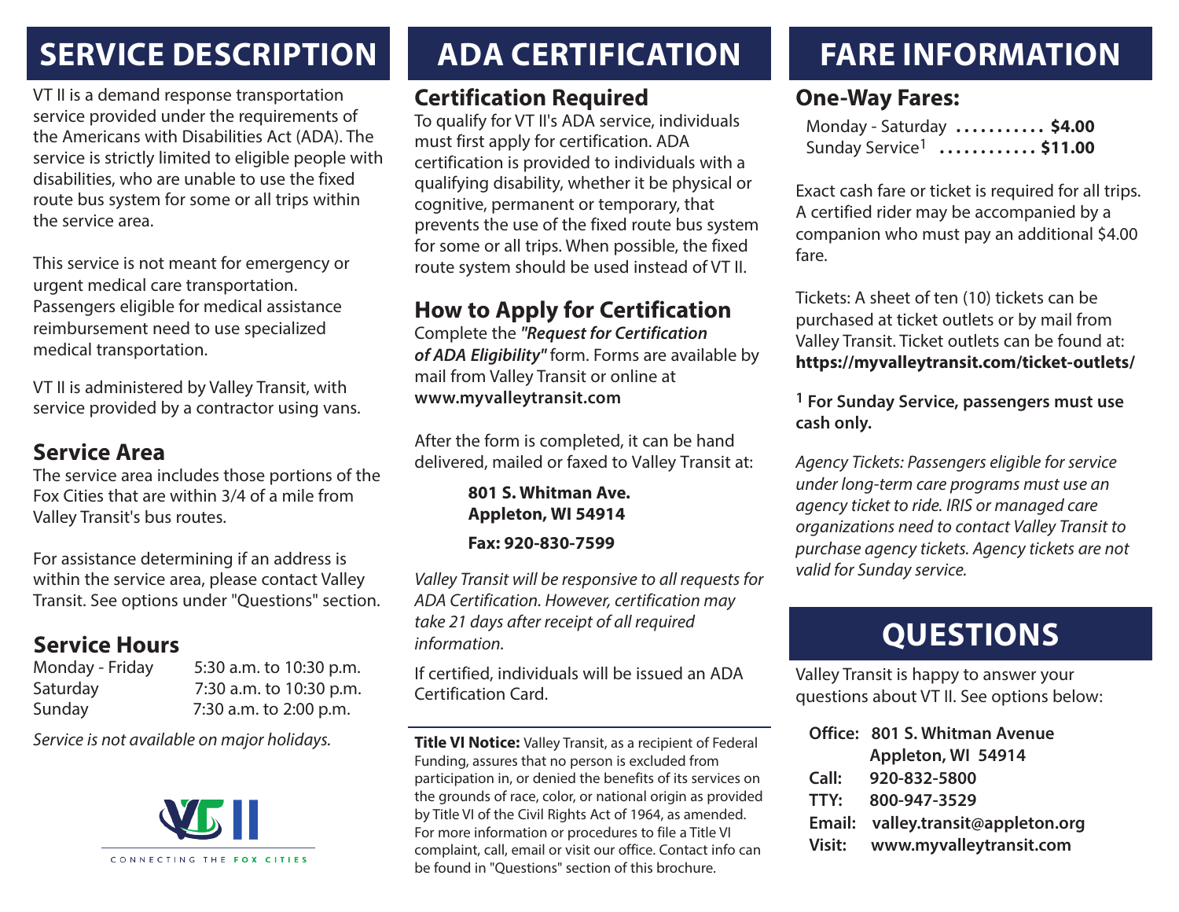# SERVICE DESCRIPTION

VT II is a demand response transportation service provided under the requirements of the Americans with Disabilities Act (ADA). The service is strictly limited to eligible people with disabilities, who are unable to use the fixed route bus system for some or all trips within the service area.

This service is not meant for emergency or urgent medical care transportation. Passengers eligible for medical assistance reimbursement need to use specialized medical transportation.

VT II is administered by Valley Transit, with service provided by a contractor using vans.

## Service Area

The service area includes those portions of the Fox Cities that are within 3/4 of a mile from Valley Transit's bus routes.

For assistance determining if an address is within the service area, please contact Valley Transit. See options under "Questions" section.

## Service Hours

| | |
|---|---|
| Monday - Friday | 5:30 a.m. to 10:30 p.m. |
| Saturday | 7:30 a.m. to 10:30 p.m. |
| Sunday | 7:30 a.m. to 2:00 p.m. |

*Service is not available on major holidays.*

VT II

CONNECTING THE FOX CITIES

# ADA CERTIFICATION

## Certification Required

To qualify for VT II's ADA service, individuals must first apply for certification. ADA certification is provided to individuals with a qualifying disability, whether it be physical or cognitive, permanent or temporary, that prevents the use of the fixed route bus system for some or all trips. When possible, the fixed route system should be used instead of VT II.

## How to Apply for Certification

Complete the ***"Request for Certification of ADA Eligibility"*** form. Forms are available by mail from Valley Transit or online at **www.myvalleytransit.com**

After the form is completed, it can be hand delivered, mailed or faxed to Valley Transit at:

**801 S. Whitman Ave.**
**Appleton, WI 54914**

**Fax: 920-830-7599**

*Valley Transit will be responsive to all requests for ADA Certification. However, certification may take 21 days after receipt of all required information.*

If certified, individuals will be issued an ADA Certification Card.

**Title VI Notice:** Valley Transit, as a recipient of Federal Funding, assures that no person is excluded from participation in, or denied the benefits of its services on the grounds of race, color, or national origin as provided by Title VI of the Civil Rights Act of 1964, as amended. For more information or procedures to file a Title VI complaint, call, email or visit our office. Contact info can be found in "Questions" section of this brochure.

# FARE INFORMATION

## One-Way Fares:

| | |
|---|---|
| Monday - Saturday | **$4.00** |
| Sunday Service[1] | **$11.00** |

Exact cash fare or ticket is required for all trips. A certified rider may be accompanied by a companion who must pay an additional $4.00 fare.

Tickets: A sheet of ten (10) tickets can be purchased at ticket outlets or by mail from Valley Transit. Ticket outlets can be found at: **https://myvalleytransit.com/ticket-outlets/**

**[1] For Sunday Service, passengers must use cash only.**

*Agency Tickets: Passengers eligible for service under long-term care programs must use an agency ticket to ride. IRIS or managed care organizations need to contact Valley Transit to purchase agency tickets. Agency tickets are not valid for Sunday service.*

# QUESTIONS

Valley Transit is happy to answer your questions about VT II. See options below:

**Office:** **801 S. Whitman Avenue**
**Appleton, WI 54914**
**Call:** **920-832-5800**
**TTY:** **800-947-3529**
**Email:** **valley.transit@appleton.org**
**Visit:** **www.myvalleytransit.com**